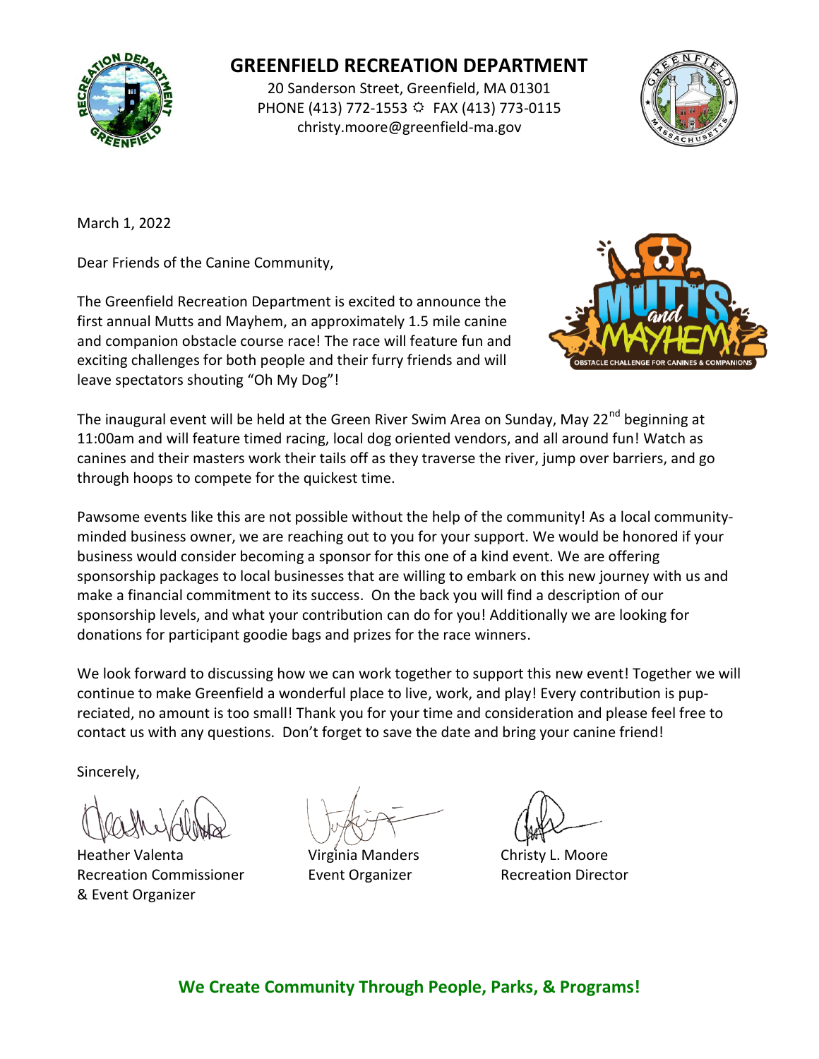# GREENFIELD RECREATION DEPARTMENT

20 Sanderson Street, Greenfield, MA 01301
PHONE (413) 772-1553 ☼ FAX (413) 773-0115
christy.moore@greenfield-ma.gov

March 1, 2022

Dear Friends of the Canine Community,

The Greenfield Recreation Department is excited to announce the first annual Mutts and Mayhem, an approximately 1.5 mile canine and companion obstacle course race! The race will feature fun and exciting challenges for both people and their furry friends and will leave spectators shouting "Oh My Dog"!

The inaugural event will be held at the Green River Swim Area on Sunday, May 22nd beginning at 11:00am and will feature timed racing, local dog oriented vendors, and all around fun! Watch as canines and their masters work their tails off as they traverse the river, jump over barriers, and go through hoops to compete for the quickest time.

Pawsome events like this are not possible without the help of the community! As a local community-minded business owner, we are reaching out to you for your support. We would be honored if your business would consider becoming a sponsor for this one of a kind event. We are offering sponsorship packages to local businesses that are willing to embark on this new journey with us and make a financial commitment to its success. On the back you will find a description of our sponsorship levels, and what your contribution can do for you! Additionally we are looking for donations for participant goodie bags and prizes for the race winners.

We look forward to discussing how we can work together to support this new event! Together we will continue to make Greenfield a wonderful place to live, work, and play! Every contribution is pup-reciated, no amount is too small! Thank you for your time and consideration and please feel free to contact us with any questions. Don't forget to save the date and bring your canine friend!

Sincerely,

Heather Valenta
Recreation Commissioner
& Event Organizer

Virginia Manders
Event Organizer

Christy L. Moore
Recreation Director

**We Create Community Through People, Parks, & Programs!**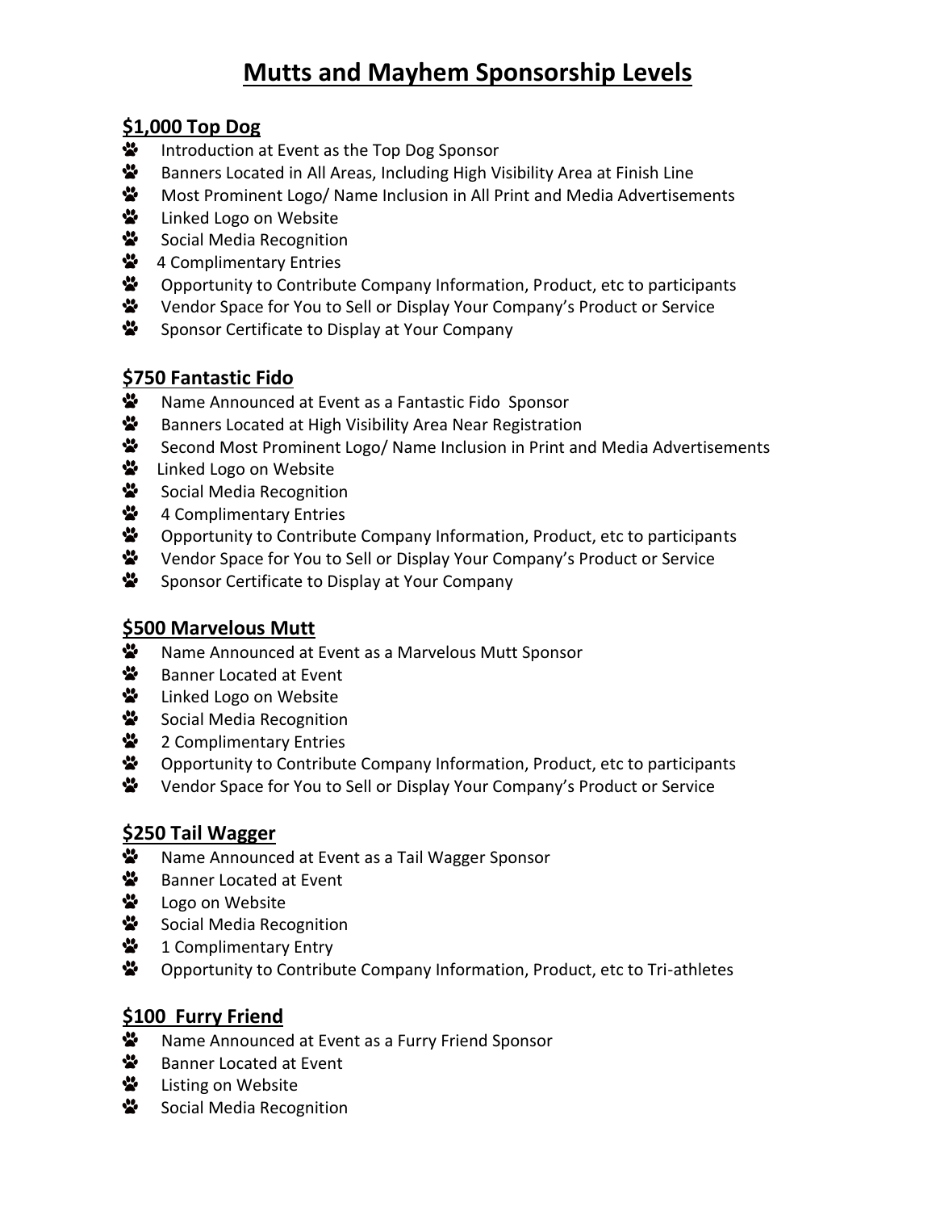# Mutts and Mayhem Sponsorship Levels

## $1,000 Top Dog

- Introduction at Event as the Top Dog Sponsor
- Banners Located in All Areas, Including High Visibility Area at Finish Line
- Most Prominent Logo/ Name Inclusion in All Print and Media Advertisements
- Linked Logo on Website
- Social Media Recognition
- 4 Complimentary Entries
- Opportunity to Contribute Company Information, Product, etc to participants
- Vendor Space for You to Sell or Display Your Company's Product or Service
- Sponsor Certificate to Display at Your Company

## $750 Fantastic Fido

- Name Announced at Event as a Fantastic Fido Sponsor
- Banners Located at High Visibility Area Near Registration
- Second Most Prominent Logo/ Name Inclusion in Print and Media Advertisements
- Linked Logo on Website
- Social Media Recognition
- 4 Complimentary Entries
- Opportunity to Contribute Company Information, Product, etc to participants
- Vendor Space for You to Sell or Display Your Company's Product or Service
- Sponsor Certificate to Display at Your Company

## $500 Marvelous Mutt

- Name Announced at Event as a Marvelous Mutt Sponsor
- Banner Located at Event
- Linked Logo on Website
- Social Media Recognition
- 2 Complimentary Entries
- Opportunity to Contribute Company Information, Product, etc to participants
- Vendor Space for You to Sell or Display Your Company's Product or Service

## $250 Tail Wagger

- Name Announced at Event as a Tail Wagger Sponsor
- Banner Located at Event
- Logo on Website
- Social Media Recognition
- 1 Complimentary Entry
- Opportunity to Contribute Company Information, Product, etc to Tri-athletes

## $100 Furry Friend

- Name Announced at Event as a Furry Friend Sponsor
- Banner Located at Event
- Listing on Website
- Social Media Recognition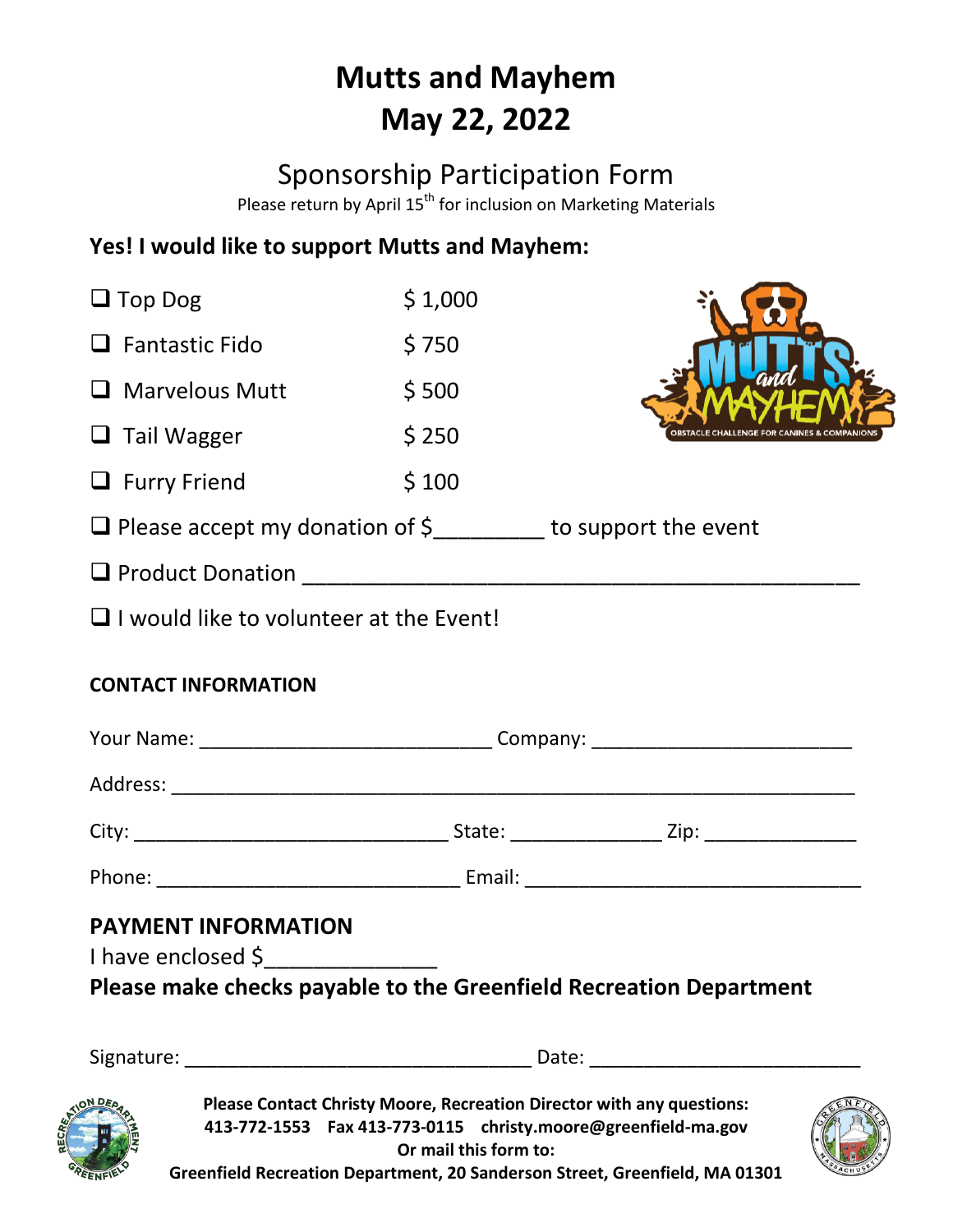# Mutts and Mayhem
# May 22, 2022

## Sponsorship Participation Form

Please return by April 15th for inclusion on Marketing Materials

### Yes! I would like to support Mutts and Mayhem:

- ❑ Top Dog $ 1,000
- ❑ Fantastic Fido $ 750
- ❑ Marvelous Mutt $ 500
- ❑ Tail Wagger $ 250
- ❑ Furry Friend $ 100
- ❑ Please accept my donation of $_________ to support the event
- ❑ Product Donation ____________________________________________
- ❑ I would like to volunteer at the Event!

**CONTACT INFORMATION**

Your Name: ___________________________ Company: ________________________

Address: _________________________________________________________________

City: _____________________________ State: ______________ Zip: ______________

Phone: ____________________________ Email: _______________________________

**PAYMENT INFORMATION**

I have enclosed $_______________

**Please make checks payable to the Greenfield Recreation Department**

Signature: ________________________________ Date: _________________________

**Please Contact Christy Moore, Recreation Director with any questions:**
**413-772-1553 Fax 413-773-0115 christy.moore@greenfield-ma.gov**
**Or mail this form to:**
**Greenfield Recreation Department, 20 Sanderson Street, Greenfield, MA 01301**